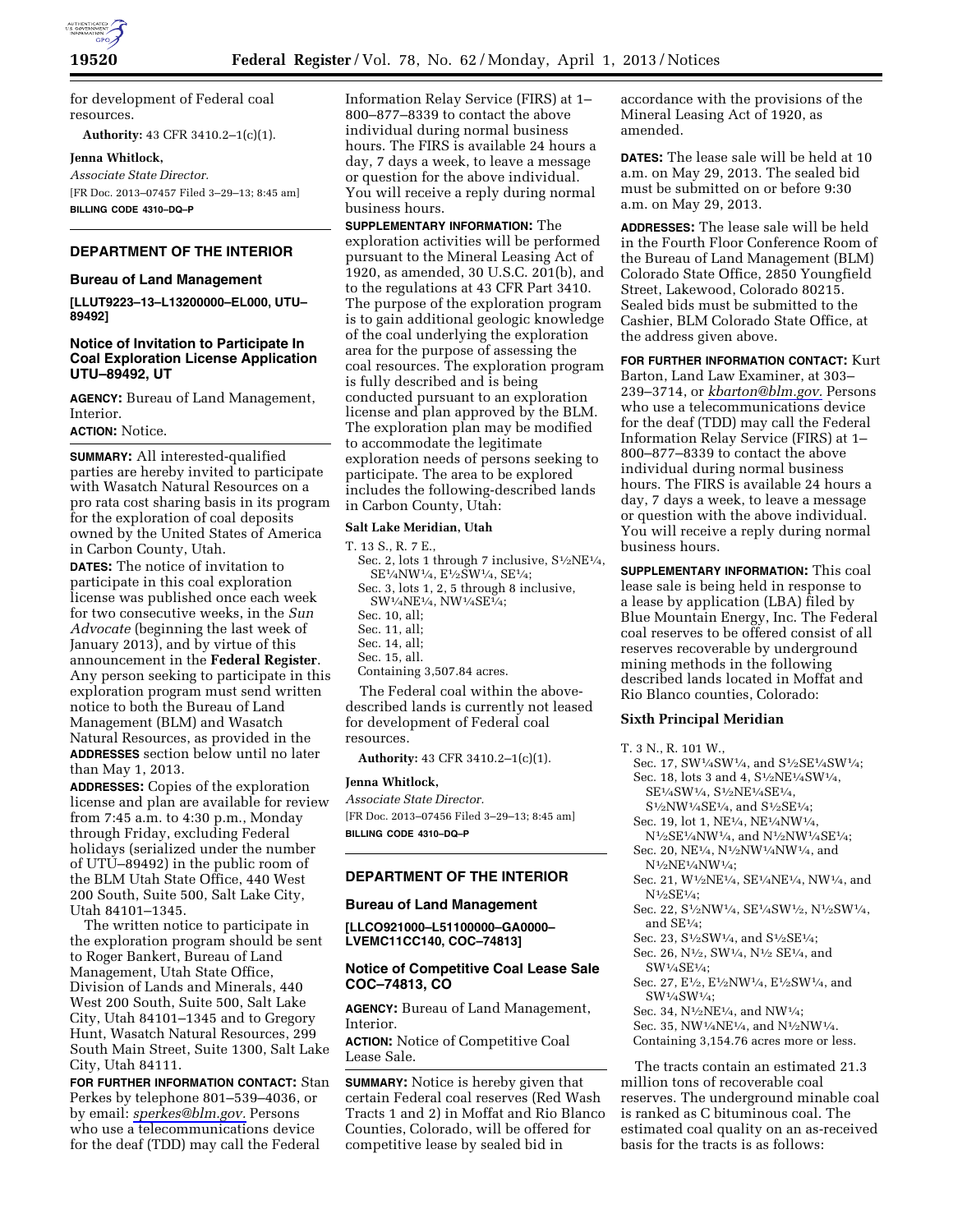for development of Federal coal resources.

**Authority:** 43 CFR 3410.2–1(c)(1).

**Jenna Whitlock,**

*Associate State Director.*

[FR Doc. 2013–07457 Filed 3–29–13; 8:45 am]

**BILLING CODE 4310–DQ–P**

## DEPARTMENT OF THE INTERIOR

### Bureau of Land Management

**[LLUT9223–13–L13200000–EL000, UTU–89492]**

### Notice of Invitation to Participate In Coal Exploration License Application UTU–89492, UT

**AGENCY:** Bureau of Land Management, Interior.

**ACTION:** Notice.

**SUMMARY:** All interested-qualified parties are hereby invited to participate with Wasatch Natural Resources on a pro rata cost sharing basis in its program for the exploration of coal deposits owned by the United States of America in Carbon County, Utah.

**DATES:** The notice of invitation to participate in this coal exploration license was published once each week for two consecutive weeks, in the *Sun Advocate* (beginning the last week of January 2013), and by virtue of this announcement in the **Federal Register**. Any person seeking to participate in this exploration program must send written notice to both the Bureau of Land Management (BLM) and Wasatch Natural Resources, as provided in the **ADDRESSES** section below until no later than May 1, 2013.

**ADDRESSES:** Copies of the exploration license and plan are available for review from 7:45 a.m. to 4:30 p.m., Monday through Friday, excluding Federal holidays (serialized under the number of UTU–89492) in the public room of the BLM Utah State Office, 440 West 200 South, Suite 500, Salt Lake City, Utah 84101–1345.

The written notice to participate in the exploration program should be sent to Roger Bankert, Bureau of Land Management, Utah State Office, Division of Lands and Minerals, 440 West 200 South, Suite 500, Salt Lake City, Utah 84101–1345 and to Gregory Hunt, Wasatch Natural Resources, 299 South Main Street, Suite 1300, Salt Lake City, Utah 84111.

**FOR FURTHER INFORMATION CONTACT:** Stan Perkes by telephone 801–539–4036, or by email: *sperkes@blm.gov.* Persons who use a telecommunications device for the deaf (TDD) may call the Federal Information Relay Service (FIRS) at 1–800–877–8339 to contact the above individual during normal business hours. The FIRS is available 24 hours a day, 7 days a week, to leave a message or question for the above individual. You will receive a reply during normal business hours.

**SUPPLEMENTARY INFORMATION:** The exploration activities will be performed pursuant to the Mineral Leasing Act of 1920, as amended, 30 U.S.C. 201(b), and to the regulations at 43 CFR Part 3410. The purpose of the exploration program is to gain additional geologic knowledge of the coal underlying the exploration area for the purpose of assessing the coal resources. The exploration program is fully described and is being conducted pursuant to an exploration license and plan approved by the BLM. The exploration plan may be modified to accommodate the legitimate exploration needs of persons seeking to participate. The area to be explored includes the following-described lands in Carbon County, Utah:

**Salt Lake Meridian, Utah**

T. 13 S., R. 7 E.,
- Sec. 2, lots 1 through 7 inclusive, S½NE¼, SE¼NW¼, E½SW¼, SE¼;
- Sec. 3, lots 1, 2, 5 through 8 inclusive, SW¼NE¼, NW¼SE¼;
- Sec. 10, all;
- Sec. 11, all;
- Sec. 14, all;
- Sec. 15, all.

Containing 3,507.84 acres.

The Federal coal within the above-described lands is currently not leased for development of Federal coal resources.

**Authority:** 43 CFR 3410.2–1(c)(1).

**Jenna Whitlock,**

*Associate State Director.*

[FR Doc. 2013–07456 Filed 3–29–13; 8:45 am]

**BILLING CODE 4310–DQ–P**

## DEPARTMENT OF THE INTERIOR

### Bureau of Land Management

**[LLCO921000–L51100000–GA0000–LVEMC11CC140, COC–74813]**

### Notice of Competitive Coal Lease Sale COC–74813, CO

**AGENCY:** Bureau of Land Management, Interior.

**ACTION:** Notice of Competitive Coal Lease Sale.

**SUMMARY:** Notice is hereby given that certain Federal coal reserves (Red Wash Tracts 1 and 2) in Moffat and Rio Blanco Counties, Colorado, will be offered for competitive lease by sealed bid in accordance with the provisions of the Mineral Leasing Act of 1920, as amended.

**DATES:** The lease sale will be held at 10 a.m. on May 29, 2013. The sealed bid must be submitted on or before 9:30 a.m. on May 29, 2013.

**ADDRESSES:** The lease sale will be held in the Fourth Floor Conference Room of the Bureau of Land Management (BLM) Colorado State Office, 2850 Youngfield Street, Lakewood, Colorado 80215. Sealed bids must be submitted to the Cashier, BLM Colorado State Office, at the address given above.

**FOR FURTHER INFORMATION CONTACT:** Kurt Barton, Land Law Examiner, at 303–239–3714, or *kbarton@blm.gov.* Persons who use a telecommunications device for the deaf (TDD) may call the Federal Information Relay Service (FIRS) at 1–800–877–8339 to contact the above individual during normal business hours. The FIRS is available 24 hours a day, 7 days a week, to leave a message or question with the above individual. You will receive a reply during normal business hours.

**SUPPLEMENTARY INFORMATION:** This coal lease sale is being held in response to a lease by application (LBA) filed by Blue Mountain Energy, Inc. The Federal coal reserves to be offered consist of all reserves recoverable by underground mining methods in the following described lands located in Moffat and Rio Blanco counties, Colorado:

**Sixth Principal Meridian**

T. 3 N., R. 101 W.,
- Sec. 17, SW¼SW¼, and S½SE¼SW¼;
- Sec. 18, lots 3 and 4, S½NE¼SW¼, SE¼SW¼, S½NE¼SE¼, S½NW¼SE¼, and S½SE¼;
- Sec. 19, lot 1, NE¼, NE¼NW¼, N½SE¼NW¼, and N½NW¼SE¼;
- Sec. 20, NE¼, N½NW¼NW¼, and N½NE¼NW¼;
- Sec. 21, W½NE¼, SE¼NE¼, NW¼, and N½SE¼;
- Sec. 22, S½NW¼, SE¼SW¼, N½SW¼, and SE¼;
- Sec. 23, S½SW¼, and S½SE¼;
- Sec. 26, N½, SW¼, N½ SE¼, and SW¼SE¼;
- Sec. 27, E½, E½NW¼, E½SW¼, and SW¼SW¼;
- Sec. 34, N½NE¼, and NW¼;
- Sec. 35, NW¼NE¼, and N½NW¼.

Containing 3,154.76 acres more or less.

The tracts contain an estimated 21.3 million tons of recoverable coal reserves. The underground minable coal is ranked as C bituminous coal. The estimated coal quality on an as-received basis for the tracts is as follows: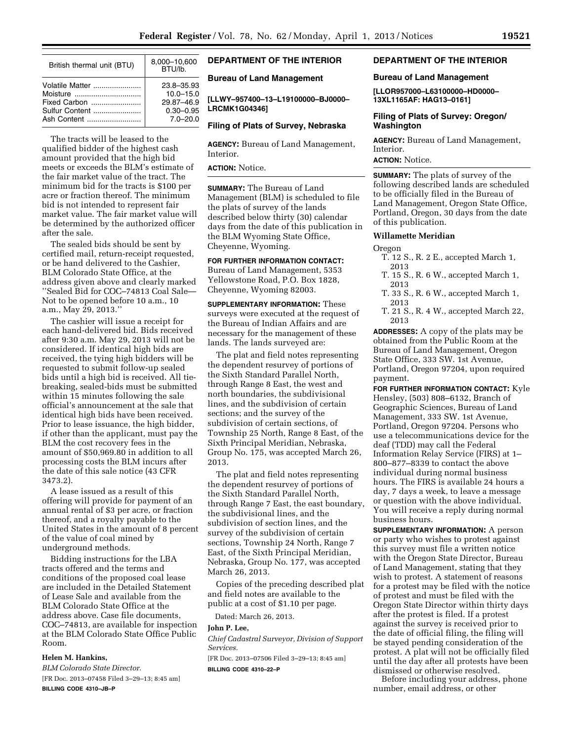| British thermal unit (BTU) | 8,000–10,600 BTU/lb. |
| --- | --- |
| Volatile Matter | 23.8–35.93 |
| Moisture | 10.0–15.0 |
| Fixed Carbon | 29.87–46.9 |
| Sulfur Content | 0.30–0.95 |
| Ash Content | 7.0–20.0 |

The tracts will be leased to the qualified bidder of the highest cash amount provided that the high bid meets or exceeds the BLM's estimate of the fair market value of the tract. The minimum bid for the tracts is $100 per acre or fraction thereof. The minimum bid is not intended to represent fair market value. The fair market value will be determined by the authorized officer after the sale.

The sealed bids should be sent by certified mail, return-receipt requested, or be hand delivered to the Cashier, BLM Colorado State Office, at the address given above and clearly marked ''Sealed Bid for COC–74813 Coal Sale—Not to be opened before 10 a.m., 10 a.m., May 29, 2013.''

The cashier will issue a receipt for each hand-delivered bid. Bids received after 9:30 a.m. May 29, 2013 will not be considered. If identical high bids are received, the tying high bidders will be requested to submit follow-up sealed bids until a high bid is received. All tie-breaking, sealed-bids must be submitted within 15 minutes following the sale official's announcement at the sale that identical high bids have been received. Prior to lease issuance, the high bidder, if other than the applicant, must pay the BLM the cost recovery fees in the amount of $50,969.80 in addition to all processing costs the BLM incurs after the date of this sale notice (43 CFR 3473.2).

A lease issued as a result of this offering will provide for payment of an annual rental of $3 per acre, or fraction thereof, and a royalty payable to the United States in the amount of 8 percent of the value of coal mined by underground methods.

Bidding instructions for the LBA tracts offered and the terms and conditions of the proposed coal lease are included in the Detailed Statement of Lease Sale and available from the BLM Colorado State Office at the address above. Case file documents, COC–74813, are available for inspection at the BLM Colorado State Office Public Room.

**Helen M. Hankins,**

*BLM Colorado State Director.*

[FR Doc. 2013–07458 Filed 3–29–13; 8:45 am]

**BILLING CODE 4310–JB–P**

## DEPARTMENT OF THE INTERIOR

### Bureau of Land Management

**[LLWY–957400–13–L19100000–BJ0000–LRCMK1G04346]**

### Filing of Plats of Survey, Nebraska

**AGENCY:** Bureau of Land Management, Interior.

**ACTION:** Notice.

**SUMMARY:** The Bureau of Land Management (BLM) is scheduled to file the plats of survey of the lands described below thirty (30) calendar days from the date of this publication in the BLM Wyoming State Office, Cheyenne, Wyoming.

**FOR FURTHER INFORMATION CONTACT:** Bureau of Land Management, 5353 Yellowstone Road, P.O. Box 1828, Cheyenne, Wyoming 82003.

**SUPPLEMENTARY INFORMATION:** These surveys were executed at the request of the Bureau of Indian Affairs and are necessary for the management of these lands. The lands surveyed are:

The plat and field notes representing the dependent resurvey of portions of the Sixth Standard Parallel North, through Range 8 East, the west and north boundaries, the subdivisional lines, and the subdivision of certain sections; and the survey of the subdivision of certain sections, of Township 25 North, Range 8 East, of the Sixth Principal Meridian, Nebraska, Group No. 175, was accepted March 26, 2013.

The plat and field notes representing the dependent resurvey of portions of the Sixth Standard Parallel North, through Range 7 East, the east boundary, the subdivisional lines, and the subdivision of section lines, and the survey of the subdivision of certain sections, Township 24 North, Range 7 East, of the Sixth Principal Meridian, Nebraska, Group No. 177, was accepted March 26, 2013.

Copies of the preceding described plat and field notes are available to the public at a cost of $1.10 per page.

Dated: March 26, 2013.

**John P. Lee,**

*Chief Cadastral Surveyor, Division of Support Services.*

[FR Doc. 2013–07506 Filed 3–29–13; 8:45 am]

**BILLING CODE 4310–22–P**

## DEPARTMENT OF THE INTERIOR

### Bureau of Land Management

**[LLOR957000–L63100000–HD0000–13XL1165AF: HAG13–0161]**

### Filing of Plats of Survey: Oregon/Washington

**AGENCY:** Bureau of Land Management, Interior.

**ACTION:** Notice.

**SUMMARY:** The plats of survey of the following described lands are scheduled to be officially filed in the Bureau of Land Management, Oregon State Office, Portland, Oregon, 30 days from the date of this publication.

**Willamette Meridian**

Oregon

- T. 12 S., R. 2 E., accepted March 1, 2013
- T. 15 S., R. 6 W., accepted March 1, 2013
- T. 33 S., R. 6 W., accepted March 1, 2013
- T. 21 S., R. 4 W., accepted March 22, 2013

**ADDRESSES:** A copy of the plats may be obtained from the Public Room at the Bureau of Land Management, Oregon State Office, 333 SW. 1st Avenue, Portland, Oregon 97204, upon required payment.

**FOR FURTHER INFORMATION CONTACT:** Kyle Hensley, (503) 808–6132, Branch of Geographic Sciences, Bureau of Land Management, 333 SW. 1st Avenue, Portland, Oregon 97204. Persons who use a telecommunications device for the deaf (TDD) may call the Federal Information Relay Service (FIRS) at 1–800–877–8339 to contact the above individual during normal business hours. The FIRS is available 24 hours a day, 7 days a week, to leave a message or question with the above individual. You will receive a reply during normal business hours.

**SUPPLEMENTARY INFORMATION:** A person or party who wishes to protest against this survey must file a written notice with the Oregon State Director, Bureau of Land Management, stating that they wish to protest. A statement of reasons for a protest may be filed with the notice of protest and must be filed with the Oregon State Director within thirty days after the protest is filed. If a protest against the survey is received prior to the date of official filing, the filing will be stayed pending consideration of the protest. A plat will not be officially filed until the day after all protests have been dismissed or otherwise resolved.

Before including your address, phone number, email address, or other